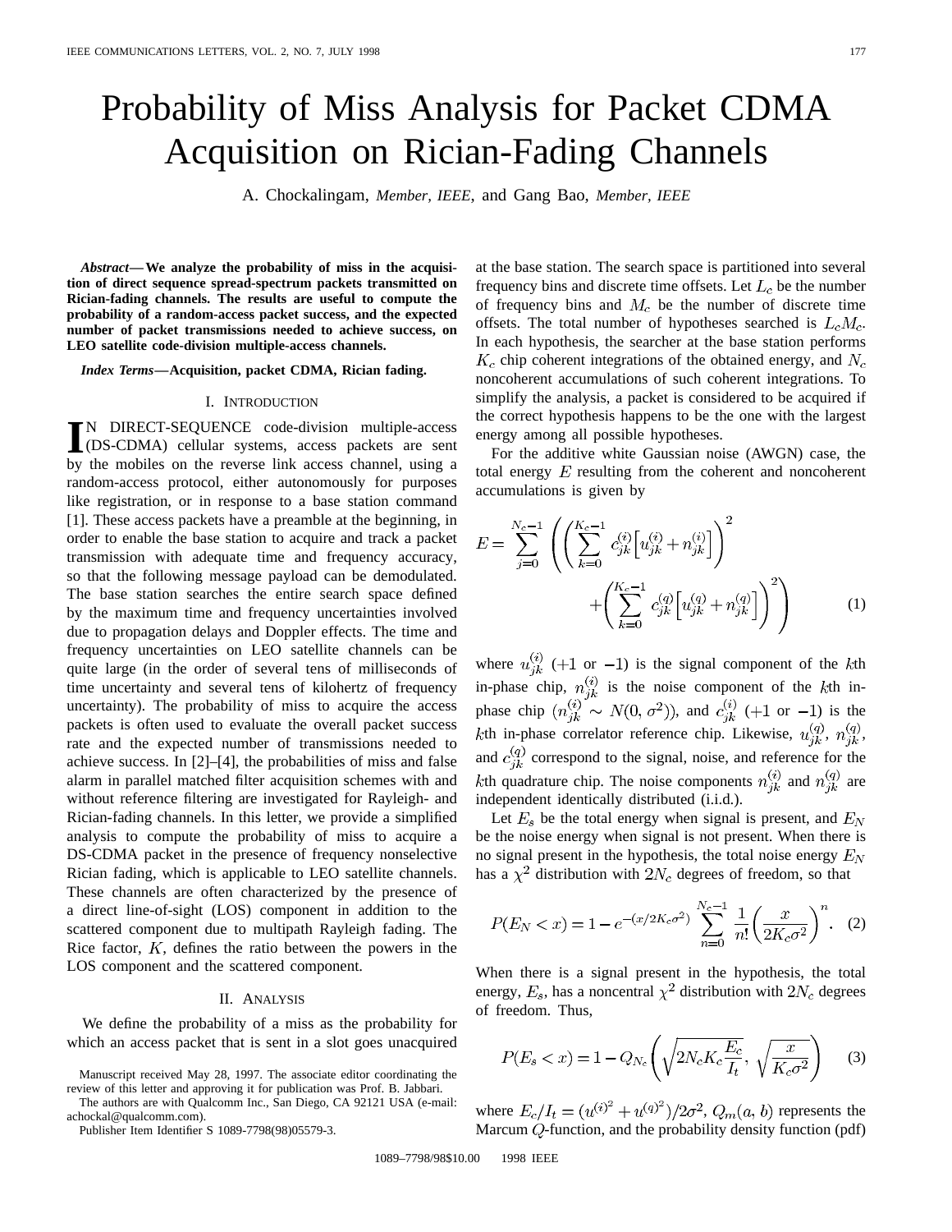# Probability of Miss Analysis for Packet CDMA Acquisition on Rician-Fading Channels

A. Chockalingam, *Member, IEEE*, and Gang Bao, *Member, IEEE*

***Abstract*—We analyze the probability of miss in the acquisition of direct sequence spread-spectrum packets transmitted on Rician-fading channels. The results are useful to compute the probability of a random-access packet success, and the expected number of packet transmissions needed to achieve success, on LEO satellite code-division multiple-access channels.**

***Index Terms*—Acquisition, packet CDMA, Rician fading.**

## I. Introduction

In direct-sequence code-division multiple-access (DS-CDMA) cellular systems, access packets are sent by the mobiles on the reverse link access channel, using a random-access protocol, either autonomously for purposes like registration, or in response to a base station command [1]. These access packets have a preamble at the beginning, in order to enable the base station to acquire and track a packet transmission with adequate time and frequency accuracy, so that the following message payload can be demodulated. The base station searches the entire search space defined by the maximum time and frequency uncertainties involved due to propagation delays and Doppler effects. The time and frequency uncertainties on LEO satellite channels can be quite large (in the order of several tens of milliseconds of time uncertainty and several tens of kilohertz of frequency uncertainty). The probability of miss to acquire the access packets is often used to evaluate the overall packet success rate and the expected number of transmissions needed to achieve success. In [2]–[4], the probabilities of miss and false alarm in parallel matched filter acquisition schemes with and without reference filtering are investigated for Rayleigh- and Rician-fading channels. In this letter, we provide a simplified analysis to compute the probability of miss to acquire a DS-CDMA packet in the presence of frequency nonselective Rician fading, which is applicable to LEO satellite channels. These channels are often characterized by the presence of a direct line-of-sight (LOS) component in addition to the scattered component due to multipath Rayleigh fading. The Rice factor, $K$, defines the ratio between the powers in the LOS component and the scattered component.

## II. Analysis

We define the probability of a miss as the probability for which an access packet that is sent in a slot goes unacquired at the base station. The search space is partitioned into several frequency bins and discrete time offsets. Let $L_c$ be the number of frequency bins and $M_c$ be the number of discrete time offsets. The total number of hypotheses searched is $L_cM_c$. In each hypothesis, the searcher at the base station performs $K_c$ chip coherent integrations of the obtained energy, and $N_c$ noncoherent accumulations of such coherent integrations. To simplify the analysis, a packet is considered to be acquired if the correct hypothesis happens to be the one with the largest energy among all possible hypotheses.

For the additive white Gaussian noise (AWGN) case, the total energy $E$ resulting from the coherent and noncoherent accumulations is given by

$$E = \sum_{j=0}^{N_c-1}\left(\left(\sum_{k=0}^{K_c-1} c_{jk}^{(i)}\left[u_{jk}^{(i)}+n_{jk}^{(i)}\right]\right)^2 + \left(\sum_{k=0}^{K_c-1} c_{jk}^{(q)}\left[u_{jk}^{(q)}+n_{jk}^{(q)}\right]\right)^2\right) \tag{1}$$

where $u_{jk}^{(i)}$ ($+1$ or $-1$) is the signal component of the $k$th in-phase chip, $n_{jk}^{(i)}$ is the noise component of the $k$th in-phase chip ($n_{jk}^{(i)} \sim N(0, \sigma^2)$), and $c_{jk}^{(i)}$ ($+1$ or $-1$) is the $k$th in-phase correlator reference chip. Likewise, $u_{jk}^{(q)}$, $n_{jk}^{(q)}$, and $c_{jk}^{(q)}$ correspond to the signal, noise, and reference for the $k$th quadrature chip. The noise components $n_{jk}^{(i)}$ and $n_{jk}^{(q)}$ are independent identically distributed (i.i.d.).

Let $E_s$ be the total energy when signal is present, and $E_N$ be the noise energy when signal is not present. When there is no signal present in the hypothesis, the total noise energy $E_N$ has a $\chi^2$ distribution with $2N_c$ degrees of freedom, so that

$$P(E_N < x) = 1 - e^{-(x/2K_c\sigma^2)} \sum_{n=0}^{N_c-1} \frac{1}{n!}\left(\frac{x}{2K_c\sigma^2}\right)^n. \tag{2}$$

When there is a signal present in the hypothesis, the total energy, $E_s$, has a noncentral $\chi^2$ distribution with $2N_c$ degrees of freedom. Thus,

$$P(E_s < x) = 1 - Q_{N_c}\left(\sqrt{2N_cK_c\frac{E_c}{I_t}}, \sqrt{\frac{x}{K_c\sigma^2}}\right) \tag{3}$$

where $E_c/I_t = (u^{(i)^2} + u^{(q)^2})/2\sigma^2$, $Q_m(a, b)$ represents the Marcum $Q$-function, and the probability density function (pdf)

Manuscript received May 28, 1997. The associate editor coordinating the review of this letter and approving it for publication was Prof. B. Jabbari.

The authors are with Qualcomm Inc., San Diego, CA 92121 USA (e-mail: achockal@qualcomm.com).

Publisher Item Identifier S 1089-7798(98)05579-3.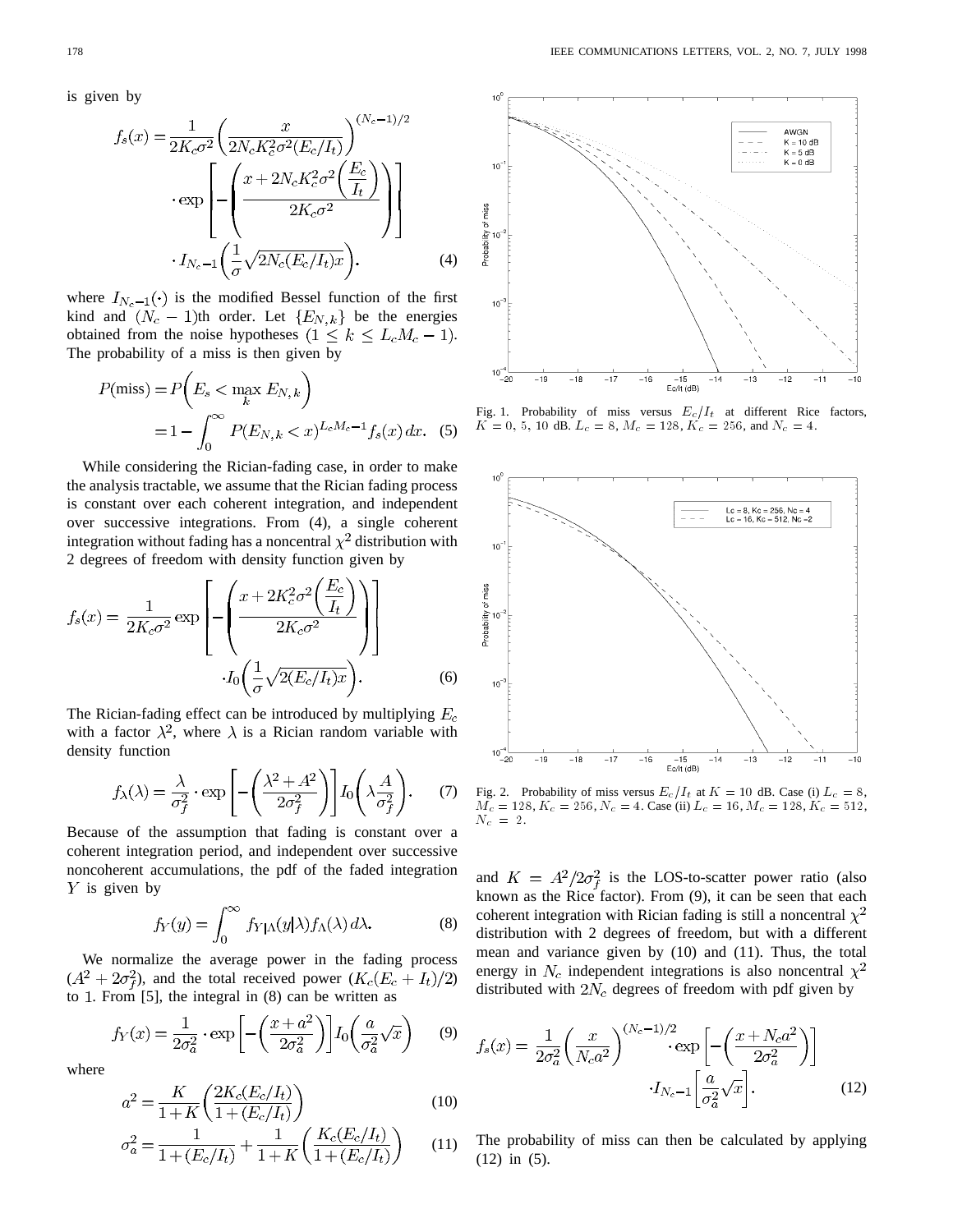is given by

$$f_s(x) = \frac{1}{2K_c\sigma^2}\left(\frac{x}{2N_cK_c^2\sigma^2(E_c/I_t)}\right)^{(N_c-1)/2} \cdot \exp\left[-\left(\frac{x+2N_cK_c^2\sigma^2\left(\frac{E_c}{I_t}\right)}{2K_c\sigma^2}\right)\right] \cdot I_{N_c-1}\left(\frac{1}{\sigma}\sqrt{2N_c(E_c/I_t)x}\right). \tag{4}$$

where $I_{N_c-1}(\cdot)$ is the modified Bessel function of the first kind and $(N_c-1)$th order. Let $\{E_{N,k}\}$ be the energies obtained from the noise hypotheses $(1 \leq k \leq L_cM_c - 1)$. The probability of a miss is then given by

$$P(\text{miss}) = P\left(E_s < \max_k E_{N,k}\right) = 1 - \int_0^\infty P(E_{N,k} < x)^{L_cM_c-1} f_s(x)\,dx. \tag{5}$$

While considering the Rician-fading case, in order to make the analysis tractable, we assume that the Rician fading process is constant over each coherent integration, and independent over successive integrations. From (4), a single coherent integration without fading has a noncentral $\chi^2$ distribution with 2 degrees of freedom with density function given by

$$f_s(x) = \frac{1}{2K_c\sigma^2}\exp\left[-\left(\frac{x+2K_c^2\sigma^2\left(\frac{E_c}{I_t}\right)}{2K_c\sigma^2}\right)\right] \cdot I_0\left(\frac{1}{\sigma}\sqrt{2(E_c/I_t)x}\right). \tag{6}$$

The Rician-fading effect can be introduced by multiplying $E_c$ with a factor $\lambda^2$, where $\lambda$ is a Rician random variable with density function

$$f_\lambda(\lambda) = \frac{\lambda}{\sigma_f^2}\cdot\exp\left[-\left(\frac{\lambda^2+A^2}{2\sigma_f^2}\right)\right] I_0\left(\lambda\frac{A}{\sigma_f^2}\right). \tag{7}$$

Because of the assumption that fading is constant over a coherent integration period, and independent over successive noncoherent accumulations, the pdf of the faded integration $Y$ is given by

$$f_Y(y) = \int_0^\infty f_{Y|\Lambda}(y|\lambda) f_\Lambda(\lambda)\,d\lambda. \tag{8}$$

We normalize the average power in the fading process $(A^2 + 2\sigma_f^2)$, and the total received power $(K_c(E_c+I_t)/2)$ to 1. From [5], the integral in (8) can be written as

$$f_Y(x) = \frac{1}{2\sigma_a^2}\cdot\exp\left[-\left(\frac{x+a^2}{2\sigma_a^2}\right)\right] I_0\left(\frac{a}{\sigma_a^2}\sqrt{x}\right) \tag{9}$$

where

$$a^2 = \frac{K}{1+K}\left(\frac{2K_c(E_c/I_t)}{1+(E_c/I_t)}\right) \tag{10}$$

$$\sigma_a^2 = \frac{1}{1+(E_c/I_t)} + \frac{1}{1+K}\left(\frac{K_c(E_c/I_t)}{1+(E_c/I_t)}\right) \tag{11}$$

and $K = A^2/2\sigma_f^2$ is the LOS-to-scatter power ratio (also known as the Rice factor). From (9), it can be seen that each coherent integration with Rician fading is still a noncentral $\chi^2$ distribution with 2 degrees of freedom, but with a different mean and variance given by (10) and (11). Thus, the total energy in $N_c$ independent integrations is also noncentral $\chi^2$ distributed with $2N_c$ degrees of freedom with pdf given by

$$f_s(x) = \frac{1}{2\sigma_a^2}\left(\frac{x}{N_ca^2}\right)^{(N_c-1)/2}\cdot\exp\left[-\left(\frac{x+N_ca^2}{2\sigma_a^2}\right)\right] \cdot I_{N_c-1}\left[\frac{a}{\sigma_a^2}\sqrt{x}\right]. \tag{12}$$

The probability of miss can then be calculated by applying (12) in (5).

Fig. 1. Probability of miss versus $E_c/I_t$ at different Rice factors, $K = 0$, 5, 10 dB. $L_c = 8$, $M_c = 128$, $K_c = 256$, and $N_c = 4$.

Fig. 2. Probability of miss versus $E_c/I_t$ at $K = 10$ dB. Case (i) $L_c = 8$, $M_c = 128$, $K_c = 256$, $N_c = 4$. Case (ii) $L_c = 16$, $M_c = 128$, $K_c = 512$, $N_c = 2$.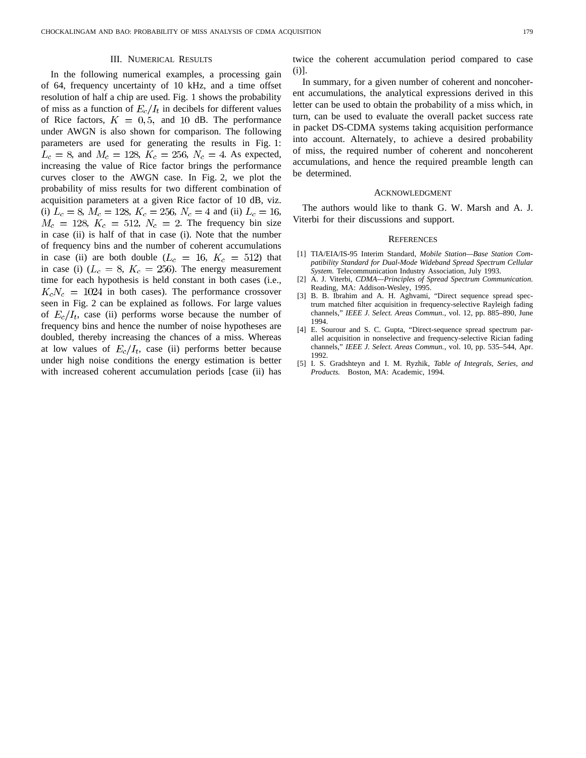## III. Numerical Results

In the following numerical examples, a processing gain of 64, frequency uncertainty of 10 kHz, and a time offset resolution of half a chip are used. Fig. 1 shows the probability of miss as a function of $E_c/I_t$ in decibels for different values of Rice factors, $K = 0, 5$, and $10$ dB. The performance under AWGN is also shown for comparison. The following parameters are used for generating the results in Fig. 1: $L_c = 8$, and $M_c = 128$, $K_c = 256$, $N_c = 4$. As expected, increasing the value of Rice factor brings the performance curves closer to the AWGN case. In Fig. 2, we plot the probability of miss results for two different combination of acquisition parameters at a given Rice factor of 10 dB, viz. (i) $L_c = 8$, $M_c = 128$, $K_c = 256$, $N_c = 4$ and (ii) $L_c = 16$, $M_c = 128$, $K_c = 512$, $N_c = 2$. The frequency bin size in case (ii) is half of that in case (i). Note that the number of frequency bins and the number of coherent accumulations in case (ii) are both double ($L_c = 16$, $K_c = 512$) that in case (i) ($L_c = 8$, $K_c = 256$). The energy measurement time for each hypothesis is held constant in both cases (i.e., $K_c N_c = 1024$ in both cases). The performance crossover seen in Fig. 2 can be explained as follows. For large values of $E_c/I_t$, case (ii) performs worse because the number of frequency bins and hence the number of noise hypotheses are doubled, thereby increasing the chances of a miss. Whereas at low values of $E_c/I_t$, case (ii) performs better because under high noise conditions the energy estimation is better with increased coherent accumulation periods [case (ii) has twice the coherent accumulation period compared to case (i)].

In summary, for a given number of coherent and noncoherent accumulations, the analytical expressions derived in this letter can be used to obtain the probability of a miss which, in turn, can be used to evaluate the overall packet success rate in packet DS-CDMA systems taking acquisition performance into account. Alternately, to achieve a desired probability of miss, the required number of coherent and noncoherent accumulations, and hence the required preamble length can be determined.

## Acknowledgment

The authors would like to thank G. W. Marsh and A. J. Viterbi for their discussions and support.

## References

[1] TIA/EIA/IS-95 Interim Standard, *Mobile Station—Base Station Compatibility Standard for Dual-Mode Wideband Spread Spectrum Cellular System.* Telecommunication Industry Association, July 1993.

[2] A. J. Viterbi, *CDMA—Principles of Spread Spectrum Communication.* Reading, MA: Addison-Wesley, 1995.

[3] B. B. Ibrahim and A. H. Aghvami, "Direct sequence spread spectrum matched filter acquisition in frequency-selective Rayleigh fading channels," *IEEE J. Select. Areas Commun.*, vol. 12, pp. 885–890, June 1994.

[4] E. Sourour and S. C. Gupta, "Direct-sequence spread spectrum parallel acquisition in nonselective and frequency-selective Rician fading channels," *IEEE J. Select. Areas Commun.*, vol. 10, pp. 535–544, Apr. 1992.

[5] I. S. Gradshteyn and I. M. Ryzhik, *Table of Integrals, Series, and Products.* Boston, MA: Academic, 1994.